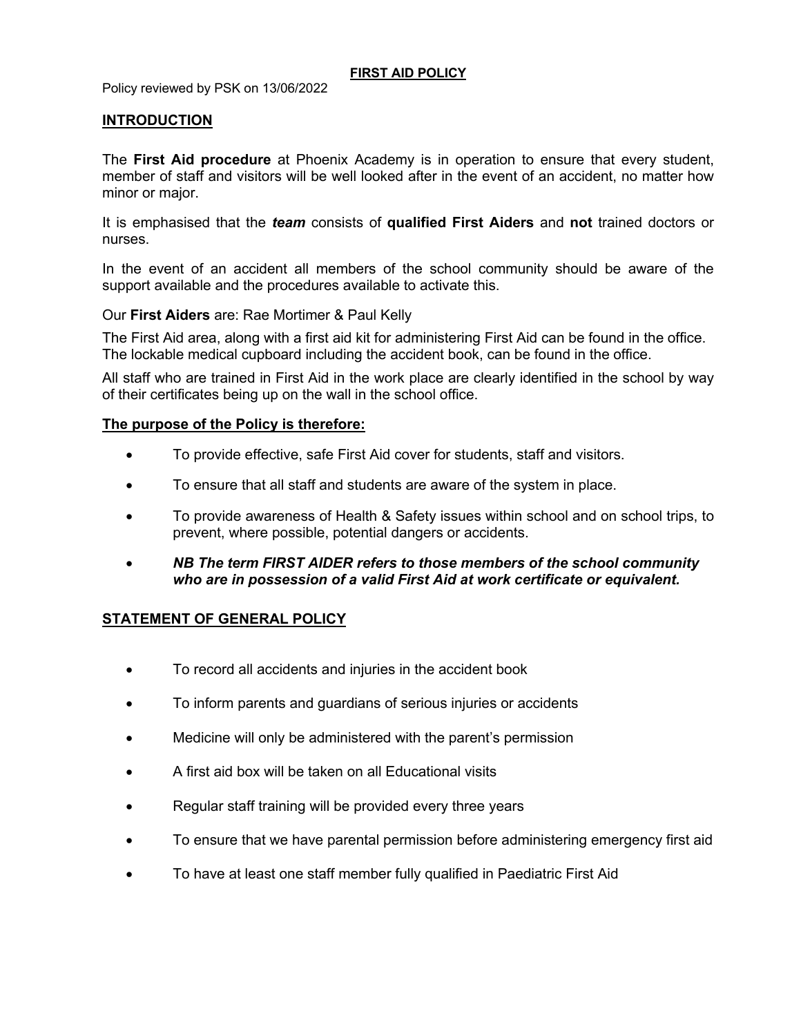# FIRST AID POLICY

Policy reviewed by PSK on 13/06/2022

## INTRODUCTION

The **First Aid procedure** at Phoenix Academy is in operation to ensure that every student, member of staff and visitors will be well looked after in the event of an accident, no matter how minor or major.

It is emphasised that the ***team*** consists of **qualified First Aiders** and **not** trained doctors or nurses.

In the event of an accident all members of the school community should be aware of the support available and the procedures available to activate this.

Our **First Aiders** are: Rae Mortimer & Paul Kelly

The First Aid area, along with a first aid kit for administering First Aid can be found in the office. The lockable medical cupboard including the accident book, can be found in the office.

All staff who are trained in First Aid in the work place are clearly identified in the school by way of their certificates being up on the wall in the school office.

## The purpose of the Policy is therefore:

- To provide effective, safe First Aid cover for students, staff and visitors.
- To ensure that all staff and students are aware of the system in place.
- To provide awareness of Health & Safety issues within school and on school trips, to prevent, where possible, potential dangers or accidents.
- ***NB The term FIRST AIDER refers to those members of the school community who are in possession of a valid First Aid at work certificate or equivalent.***

## STATEMENT OF GENERAL POLICY

- To record all accidents and injuries in the accident book
- To inform parents and guardians of serious injuries or accidents
- Medicine will only be administered with the parent's permission
- A first aid box will be taken on all Educational visits
- Regular staff training will be provided every three years
- To ensure that we have parental permission before administering emergency first aid
- To have at least one staff member fully qualified in Paediatric First Aid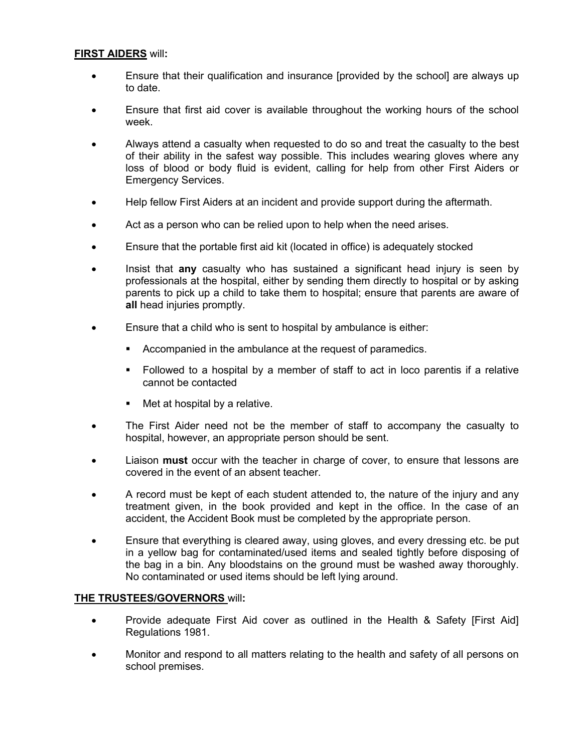**FIRST AIDERS** will**:**

- Ensure that their qualification and insurance [provided by the school] are always up to date.
- Ensure that first aid cover is available throughout the working hours of the school week.
- Always attend a casualty when requested to do so and treat the casualty to the best of their ability in the safest way possible. This includes wearing gloves where any loss of blood or body fluid is evident, calling for help from other First Aiders or Emergency Services.
- Help fellow First Aiders at an incident and provide support during the aftermath.
- Act as a person who can be relied upon to help when the need arises.
- Ensure that the portable first aid kit (located in office) is adequately stocked
- Insist that **any** casualty who has sustained a significant head injury is seen by professionals at the hospital, either by sending them directly to hospital or by asking parents to pick up a child to take them to hospital; ensure that parents are aware of **all** head injuries promptly.
- Ensure that a child who is sent to hospital by ambulance is either:
  - Accompanied in the ambulance at the request of paramedics.
  - Followed to a hospital by a member of staff to act in loco parentis if a relative cannot be contacted
  - Met at hospital by a relative.
- The First Aider need not be the member of staff to accompany the casualty to hospital, however, an appropriate person should be sent.
- Liaison **must** occur with the teacher in charge of cover, to ensure that lessons are covered in the event of an absent teacher.
- A record must be kept of each student attended to, the nature of the injury and any treatment given, in the book provided and kept in the office. In the case of an accident, the Accident Book must be completed by the appropriate person.
- Ensure that everything is cleared away, using gloves, and every dressing etc. be put in a yellow bag for contaminated/used items and sealed tightly before disposing of the bag in a bin. Any bloodstains on the ground must be washed away thoroughly. No contaminated or used items should be left lying around.

**THE TRUSTEES/GOVERNORS** will**:**

- Provide adequate First Aid cover as outlined in the Health & Safety [First Aid] Regulations 1981.
- Monitor and respond to all matters relating to the health and safety of all persons on school premises.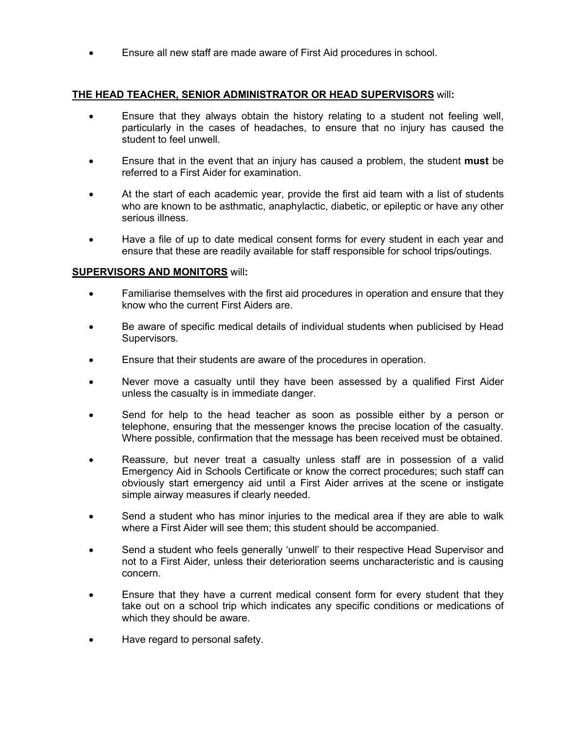- Ensure all new staff are made aware of First Aid procedures in school.

**THE HEAD TEACHER, SENIOR ADMINISTRATOR OR HEAD SUPERVISORS** will**:**

- Ensure that they always obtain the history relating to a student not feeling well, particularly in the cases of headaches, to ensure that no injury has caused the student to feel unwell.
- Ensure that in the event that an injury has caused a problem, the student **must** be referred to a First Aider for examination.
- At the start of each academic year, provide the first aid team with a list of students who are known to be asthmatic, anaphylactic, diabetic, or epileptic or have any other serious illness.
- Have a file of up to date medical consent forms for every student in each year and ensure that these are readily available for staff responsible for school trips/outings.

**SUPERVISORS AND MONITORS** will**:**

- Familiarise themselves with the first aid procedures in operation and ensure that they know who the current First Aiders are.
- Be aware of specific medical details of individual students when publicised by Head Supervisors.
- Ensure that their students are aware of the procedures in operation.
- Never move a casualty until they have been assessed by a qualified First Aider unless the casualty is in immediate danger.
- Send for help to the head teacher as soon as possible either by a person or telephone, ensuring that the messenger knows the precise location of the casualty. Where possible, confirmation that the message has been received must be obtained.
- Reassure, but never treat a casualty unless staff are in possession of a valid Emergency Aid in Schools Certificate or know the correct procedures; such staff can obviously start emergency aid until a First Aider arrives at the scene or instigate simple airway measures if clearly needed.
- Send a student who has minor injuries to the medical area if they are able to walk where a First Aider will see them; this student should be accompanied.
- Send a student who feels generally 'unwell' to their respective Head Supervisor and not to a First Aider, unless their deterioration seems uncharacteristic and is causing concern.
- Ensure that they have a current medical consent form for every student that they take out on a school trip which indicates any specific conditions or medications of which they should be aware.
- Have regard to personal safety.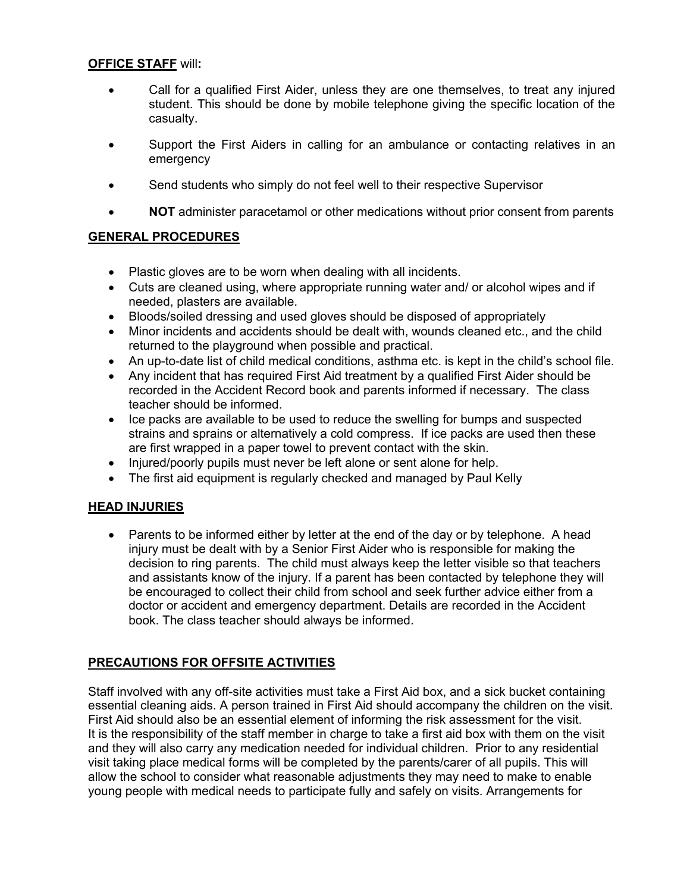**OFFICE STAFF** will**:**

- Call for a qualified First Aider, unless they are one themselves, to treat any injured student. This should be done by mobile telephone giving the specific location of the casualty.
- Support the First Aiders in calling for an ambulance or contacting relatives in an emergency
- Send students who simply do not feel well to their respective Supervisor
- **NOT** administer paracetamol or other medications without prior consent from parents

**GENERAL PROCEDURES**

- Plastic gloves are to be worn when dealing with all incidents.
- Cuts are cleaned using, where appropriate running water and/ or alcohol wipes and if needed, plasters are available.
- Bloods/soiled dressing and used gloves should be disposed of appropriately
- Minor incidents and accidents should be dealt with, wounds cleaned etc., and the child returned to the playground when possible and practical.
- An up-to-date list of child medical conditions, asthma etc. is kept in the child's school file.
- Any incident that has required First Aid treatment by a qualified First Aider should be recorded in the Accident Record book and parents informed if necessary. The class teacher should be informed.
- Ice packs are available to be used to reduce the swelling for bumps and suspected strains and sprains or alternatively a cold compress. If ice packs are used then these are first wrapped in a paper towel to prevent contact with the skin.
- Injured/poorly pupils must never be left alone or sent alone for help.
- The first aid equipment is regularly checked and managed by Paul Kelly

**HEAD INJURIES**

- Parents to be informed either by letter at the end of the day or by telephone. A head injury must be dealt with by a Senior First Aider who is responsible for making the decision to ring parents. The child must always keep the letter visible so that teachers and assistants know of the injury. If a parent has been contacted by telephone they will be encouraged to collect their child from school and seek further advice either from a doctor or accident and emergency department. Details are recorded in the Accident book. The class teacher should always be informed.

**PRECAUTIONS FOR OFFSITE ACTIVITIES**

Staff involved with any off-site activities must take a First Aid box, and a sick bucket containing essential cleaning aids. A person trained in First Aid should accompany the children on the visit. First Aid should also be an essential element of informing the risk assessment for the visit. It is the responsibility of the staff member in charge to take a first aid box with them on the visit and they will also carry any medication needed for individual children. Prior to any residential visit taking place medical forms will be completed by the parents/carer of all pupils. This will allow the school to consider what reasonable adjustments they may need to make to enable young people with medical needs to participate fully and safely on visits. Arrangements for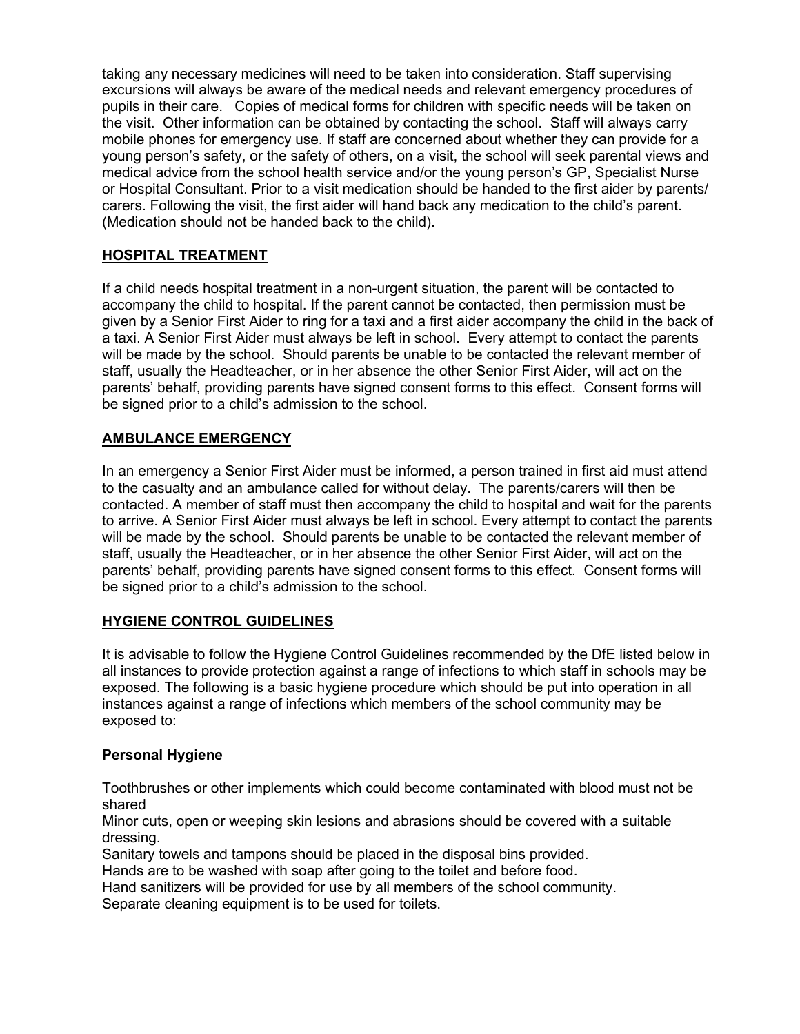taking any necessary medicines will need to be taken into consideration. Staff supervising excursions will always be aware of the medical needs and relevant emergency procedures of pupils in their care. Copies of medical forms for children with specific needs will be taken on the visit. Other information can be obtained by contacting the school. Staff will always carry mobile phones for emergency use. If staff are concerned about whether they can provide for a young person's safety, or the safety of others, on a visit, the school will seek parental views and medical advice from the school health service and/or the young person's GP, Specialist Nurse or Hospital Consultant. Prior to a visit medication should be handed to the first aider by parents/ carers. Following the visit, the first aider will hand back any medication to the child's parent. (Medication should not be handed back to the child).

## HOSPITAL TREATMENT

If a child needs hospital treatment in a non-urgent situation, the parent will be contacted to accompany the child to hospital. If the parent cannot be contacted, then permission must be given by a Senior First Aider to ring for a taxi and a first aider accompany the child in the back of a taxi. A Senior First Aider must always be left in school. Every attempt to contact the parents will be made by the school. Should parents be unable to be contacted the relevant member of staff, usually the Headteacher, or in her absence the other Senior First Aider, will act on the parents' behalf, providing parents have signed consent forms to this effect. Consent forms will be signed prior to a child's admission to the school.

## AMBULANCE EMERGENCY

In an emergency a Senior First Aider must be informed, a person trained in first aid must attend to the casualty and an ambulance called for without delay. The parents/carers will then be contacted. A member of staff must then accompany the child to hospital and wait for the parents to arrive. A Senior First Aider must always be left in school. Every attempt to contact the parents will be made by the school. Should parents be unable to be contacted the relevant member of staff, usually the Headteacher, or in her absence the other Senior First Aider, will act on the parents' behalf, providing parents have signed consent forms to this effect. Consent forms will be signed prior to a child's admission to the school.

## HYGIENE CONTROL GUIDELINES

It is advisable to follow the Hygiene Control Guidelines recommended by the DfE listed below in all instances to provide protection against a range of infections to which staff in schools may be exposed. The following is a basic hygiene procedure which should be put into operation in all instances against a range of infections which members of the school community may be exposed to:

### Personal Hygiene

Toothbrushes or other implements which could become contaminated with blood must not be shared

Minor cuts, open or weeping skin lesions and abrasions should be covered with a suitable dressing.

Sanitary towels and tampons should be placed in the disposal bins provided.

Hands are to be washed with soap after going to the toilet and before food.

Hand sanitizers will be provided for use by all members of the school community.

Separate cleaning equipment is to be used for toilets.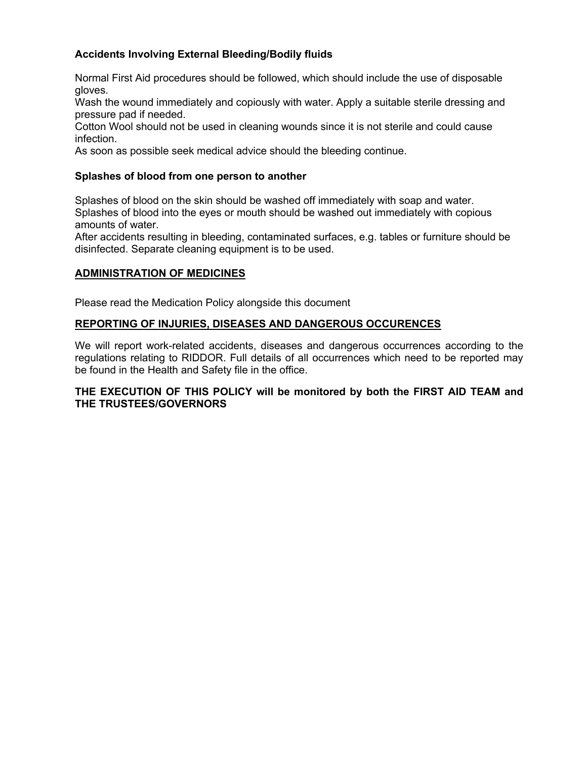### Accidents Involving External Bleeding/Bodily fluids

Normal First Aid procedures should be followed, which should include the use of disposable gloves.
Wash the wound immediately and copiously with water. Apply a suitable sterile dressing and pressure pad if needed.
Cotton Wool should not be used in cleaning wounds since it is not sterile and could cause infection.
As soon as possible seek medical advice should the bleeding continue.

### Splashes of blood from one person to another

Splashes of blood on the skin should be washed off immediately with soap and water.
Splashes of blood into the eyes or mouth should be washed out immediately with copious amounts of water.
After accidents resulting in bleeding, contaminated surfaces, e.g. tables or furniture should be disinfected. Separate cleaning equipment is to be used.

## ADMINISTRATION OF MEDICINES

Please read the Medication Policy alongside this document

## REPORTING OF INJURIES, DISEASES AND DANGEROUS OCCURENCES

We will report work-related accidents, diseases and dangerous occurrences according to the regulations relating to RIDDOR. Full details of all occurrences which need to be reported may be found in the Health and Safety file in the office.

**THE EXECUTION OF THIS POLICY will be monitored by both the FIRST AID TEAM and THE TRUSTEES/GOVERNORS**